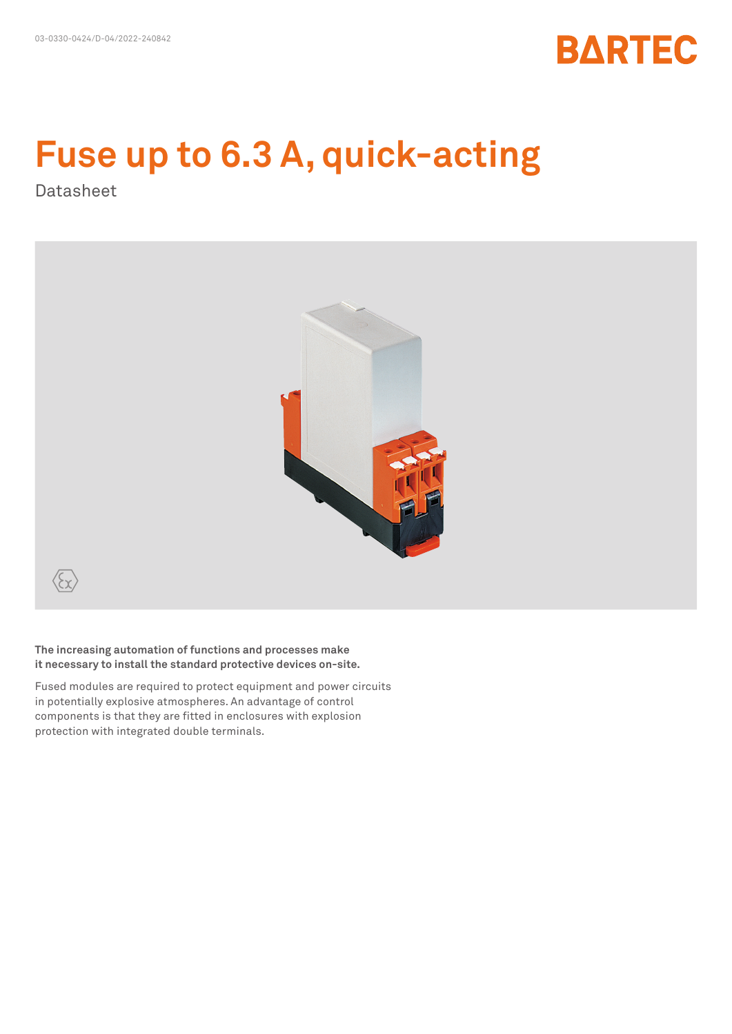03-0330-0424/D-04/2022-240842

BARTEC

# Fuse up to 6.3 A, quick-acting

Datasheet

**The increasing automation of functions and processes make it necessary to install the standard protective devices on-site.**

Fused modules are required to protect equipment and power circuits in potentially explosive atmospheres. An advantage of control components is that they are fitted in enclosures with explosion protection with integrated double terminals.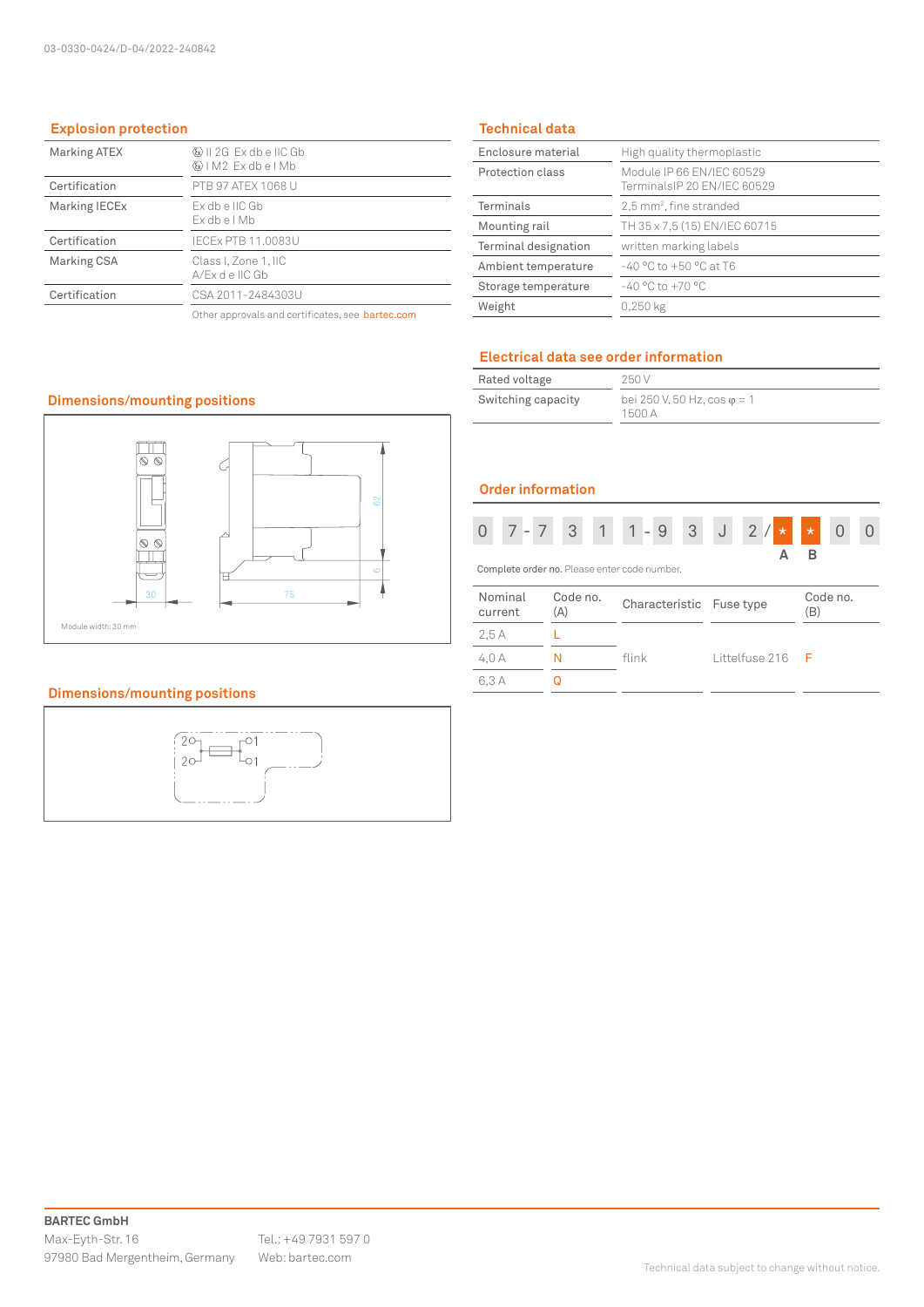## Explosion protection

| | |
|---|---|
| Marking ATEX | Ⓔx II 2G Ex db e IIC Gb<br>Ⓔx I M2 Ex db e I Mb |
| Certification | PTB 97 ATEX 1068 U |
| Marking IECEx | Ex db e IIC Gb<br>Ex db e I Mb |
| Certification | IECEx PTB 11.0083U |
| Marking CSA | Class I, Zone 1, IIC<br>A/Ex d e IIC Gb |
| Certification | CSA 2011-2484303U |

Other approvals and certificates, see bartec.com

## Dimensions/mounting positions

30

75

62

6

Module width: 30 mm

## Dimensions/mounting positions

2

2

1

1

## Technical data

| | |
|---|---|
| Enclosure material | High quality thermoplastic |
| Protection class | Module IP 66 EN/IEC 60529<br>TerminalsIP 20 EN/IEC 60529 |
| Terminals | 2,5 mm², fine stranded |
| Mounting rail | TH 35 x 7,5 (15) EN/IEC 60715 |
| Terminal designation | written marking labels |
| Ambient temperature | -40 °C to +50 °C at T6 |
| Storage temperature | -40 °C to +70 °C |
| Weight | 0,250 kg |

## Electrical data see order information

| | |
|---|---|
| Rated voltage | 250 V |
| Switching capacity | bei 250 V, 50 Hz, cos φ = 1<br>1500 A |

## Order information

0 7 - 7 3 1 1 - 9 3 J 2 / * * 0 0

A B

**Complete order no.** Please enter code number.

| Nominal current | Code no. (A) | Characteristic | Fuse type | Code no. (B) |
|---|---|---|---|---|
| 2,5 A | L | | | |
| 4,0 A | N | flink | Littelfuse 216 | F |
| 6,3 A | Q | | | |

**BARTEC GmbH**
Max-Eyth-Str. 16
97980 Bad Mergentheim, Germany

Tel.: +49 7931 597 0
Web: bartec.com

Technical data subject to change without notice.